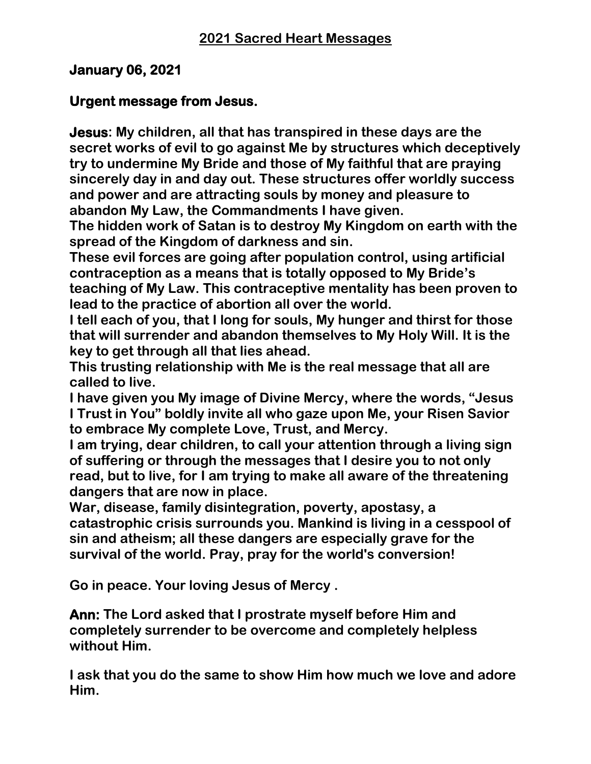## 2021 Sacred Heart Messages

**January 06, 2021**

**Urgent message from Jesus.**

**Jesus: My children, all that has transpired in these days are the secret works of evil to go against Me by structures which deceptively try to undermine My Bride and those of My faithful that are praying sincerely day in and day out. These structures offer worldly success and power and are attracting souls by money and pleasure to abandon My Law, the Commandments I have given.**
**The hidden work of Satan is to destroy My Kingdom on earth with the spread of the Kingdom of darkness and sin.**
**These evil forces are going after population control, using artificial contraception as a means that is totally opposed to My Bride's teaching of My Law. This contraceptive mentality has been proven to lead to the practice of abortion all over the world.**
**I tell each of you, that I long for souls, My hunger and thirst for those that will surrender and abandon themselves to My Holy Will. It is the key to get through all that lies ahead.**
**This trusting relationship with Me is the real message that all are called to live.**
**I have given you My image of Divine Mercy, where the words, "Jesus I Trust in You" boldly invite all who gaze upon Me, your Risen Savior to embrace My complete Love, Trust, and Mercy.**
**I am trying, dear children, to call your attention through a living sign of suffering or through the messages that I desire you to not only read, but to live, for I am trying to make all aware of the threatening dangers that are now in place.**
**War, disease, family disintegration, poverty, apostasy, a catastrophic crisis surrounds you. Mankind is living in a cesspool of sin and atheism; all these dangers are especially grave for the survival of the world. Pray, pray for the world's conversion!**

**Go in peace. Your loving Jesus of Mercy .**

**Ann: The Lord asked that I prostrate myself before Him and completely surrender to be overcome and completely helpless without Him.**

**I ask that you do the same to show Him how much we love and adore Him.**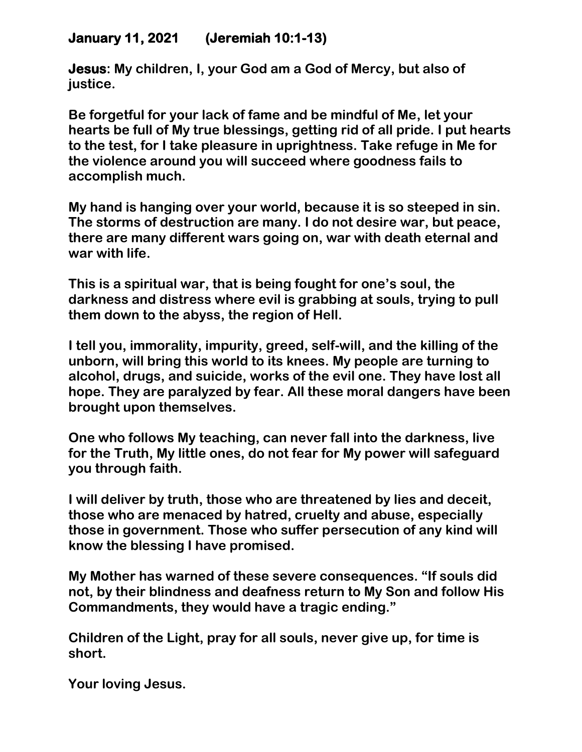**January 11, 2021 (Jeremiah 10:1-13)**

**Jesus: My children, I, your God am a God of Mercy, but also of justice.**

**Be forgetful for your lack of fame and be mindful of Me, let your hearts be full of My true blessings, getting rid of all pride. I put hearts to the test, for I take pleasure in uprightness. Take refuge in Me for the violence around you will succeed where goodness fails to accomplish much.**

**My hand is hanging over your world, because it is so steeped in sin. The storms of destruction are many. I do not desire war, but peace, there are many different wars going on, war with death eternal and war with life.**

**This is a spiritual war, that is being fought for one's soul, the darkness and distress where evil is grabbing at souls, trying to pull them down to the abyss, the region of Hell.**

**I tell you, immorality, impurity, greed, self-will, and the killing of the unborn, will bring this world to its knees. My people are turning to alcohol, drugs, and suicide, works of the evil one. They have lost all hope. They are paralyzed by fear. All these moral dangers have been brought upon themselves.**

**One who follows My teaching, can never fall into the darkness, live for the Truth, My little ones, do not fear for My power will safeguard you through faith.**

**I will deliver by truth, those who are threatened by lies and deceit, those who are menaced by hatred, cruelty and abuse, especially those in government. Those who suffer persecution of any kind will know the blessing I have promised.**

**My Mother has warned of these severe consequences. "If souls did not, by their blindness and deafness return to My Son and follow His Commandments, they would have a tragic ending."**

**Children of the Light, pray for all souls, never give up, for time is short.**

**Your loving Jesus.**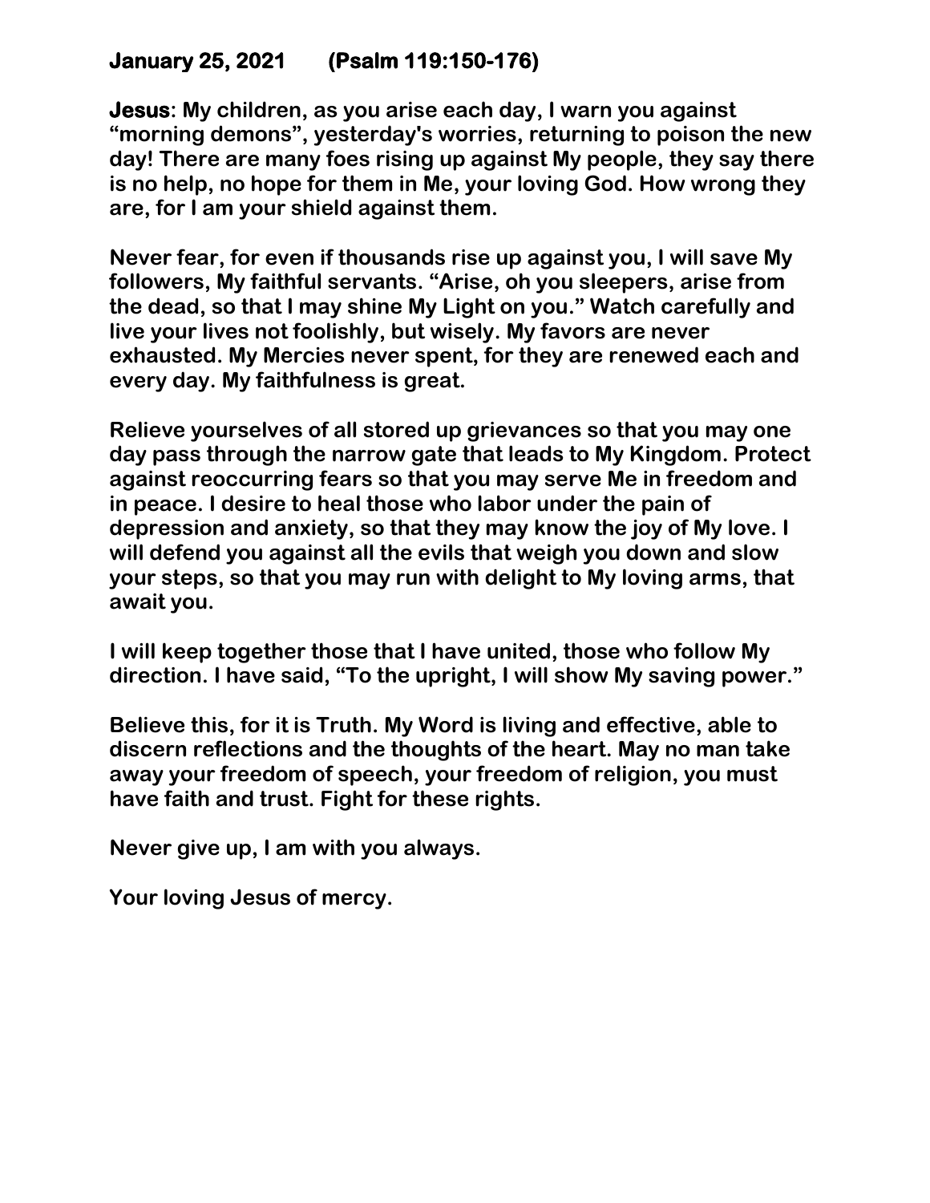**January 25, 2021 (Psalm 119:150-176)**

**Jesus: My children, as you arise each day, I warn you against "morning demons", yesterday's worries, returning to poison the new day! There are many foes rising up against My people, they say there is no help, no hope for them in Me, your loving God. How wrong they are, for I am your shield against them.**

**Never fear, for even if thousands rise up against you, I will save My followers, My faithful servants. "Arise, oh you sleepers, arise from the dead, so that I may shine My Light on you." Watch carefully and live your lives not foolishly, but wisely. My favors are never exhausted. My Mercies never spent, for they are renewed each and every day. My faithfulness is great.**

**Relieve yourselves of all stored up grievances so that you may one day pass through the narrow gate that leads to My Kingdom. Protect against reoccurring fears so that you may serve Me in freedom and in peace. I desire to heal those who labor under the pain of depression and anxiety, so that they may know the joy of My love. I will defend you against all the evils that weigh you down and slow your steps, so that you may run with delight to My loving arms, that await you.**

**I will keep together those that I have united, those who follow My direction. I have said, "To the upright, I will show My saving power."**

**Believe this, for it is Truth. My Word is living and effective, able to discern reflections and the thoughts of the heart. May no man take away your freedom of speech, your freedom of religion, you must have faith and trust. Fight for these rights.**

**Never give up, I am with you always.**

**Your loving Jesus of mercy.**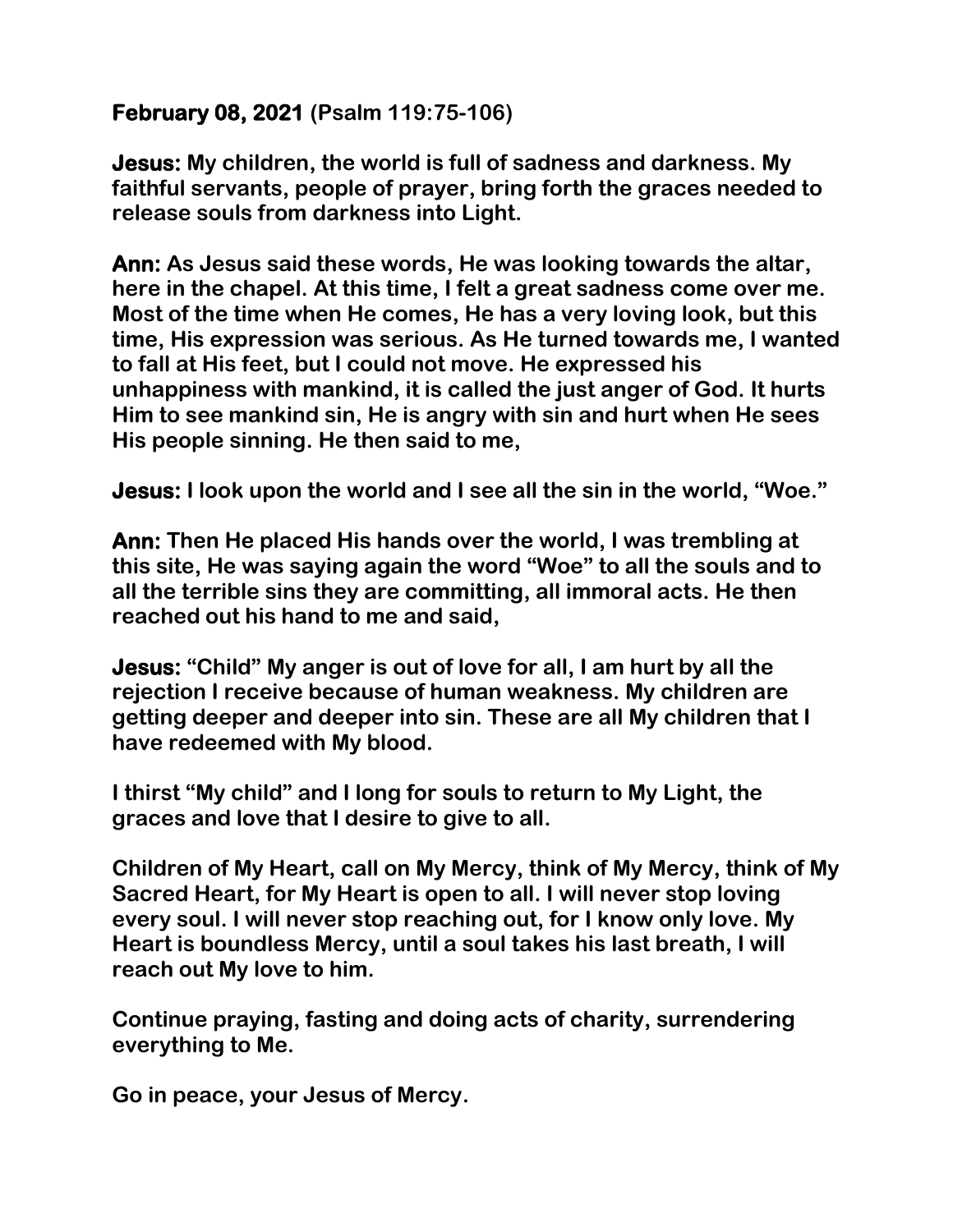**February 08, 2021** **(Psalm 119:75-106)**

**Jesus:** **My children, the world is full of sadness and darkness. My faithful servants, people of prayer, bring forth the graces needed to release souls from darkness into Light.**

**Ann:** **As Jesus said these words, He was looking towards the altar, here in the chapel. At this time, I felt a great sadness come over me. Most of the time when He comes, He has a very loving look, but this time, His expression was serious. As He turned towards me, I wanted to fall at His feet, but I could not move. He expressed his unhappiness with mankind, it is called the just anger of God. It hurts Him to see mankind sin, He is angry with sin and hurt when He sees His people sinning. He then said to me,**

**Jesus:** **I look upon the world and I see all the sin in the world, "Woe."**

**Ann:** **Then He placed His hands over the world, I was trembling at this site, He was saying again the word "Woe" to all the souls and to all the terrible sins they are committing, all immoral acts. He then reached out his hand to me and said,**

**Jesus:** **"Child" My anger is out of love for all, I am hurt by all the rejection I receive because of human weakness. My children are getting deeper and deeper into sin. These are all My children that I have redeemed with My blood.**

**I thirst "My child" and I long for souls to return to My Light, the graces and love that I desire to give to all.**

**Children of My Heart, call on My Mercy, think of My Mercy, think of My Sacred Heart, for My Heart is open to all. I will never stop loving every soul. I will never stop reaching out, for I know only love. My Heart is boundless Mercy, until a soul takes his last breath, I will reach out My love to him.**

**Continue praying, fasting and doing acts of charity, surrendering everything to Me.**

**Go in peace, your Jesus of Mercy.**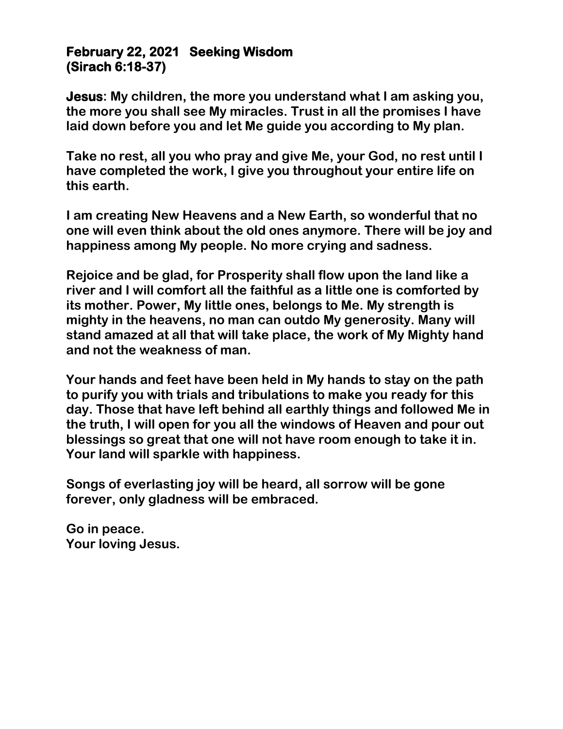**February 22, 2021   Seeking Wisdom**
**(Sirach 6:18-37)**

**Jesus: My children, the more you understand what I am asking you, the more you shall see My miracles. Trust in all the promises I have laid down before you and let Me guide you according to My plan.**

**Take no rest, all you who pray and give Me, your God, no rest until I have completed the work, I give you throughout your entire life on this earth.**

**I am creating New Heavens and a New Earth, so wonderful that no one will even think about the old ones anymore. There will be joy and happiness among My people. No more crying and sadness.**

**Rejoice and be glad, for Prosperity shall flow upon the land like a river and I will comfort all the faithful as a little one is comforted by its mother. Power, My little ones, belongs to Me. My strength is mighty in the heavens, no man can outdo My generosity. Many will stand amazed at all that will take place, the work of My Mighty hand and not the weakness of man.**

**Your hands and feet have been held in My hands to stay on the path to purify you with trials and tribulations to make you ready for this day. Those that have left behind all earthly things and followed Me in the truth, I will open for you all the windows of Heaven and pour out blessings so great that one will not have room enough to take it in. Your land will sparkle with happiness.**

**Songs of everlasting joy will be heard, all sorrow will be gone forever, only gladness will be embraced.**

**Go in peace.**
**Your loving Jesus.**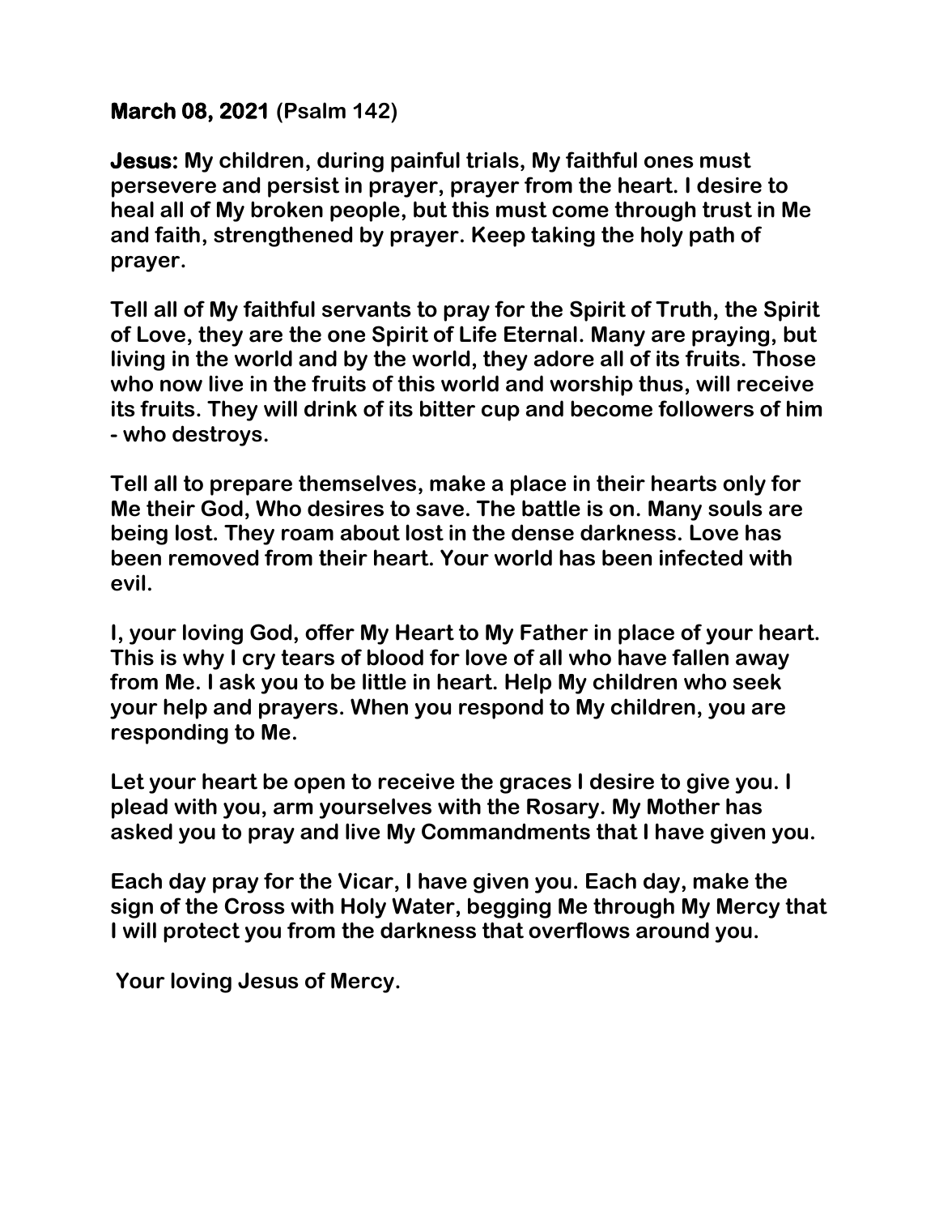**March 08, 2021 (Psalm 142)**

**Jesus: My children, during painful trials, My faithful ones must persevere and persist in prayer, prayer from the heart. I desire to heal all of My broken people, but this must come through trust in Me and faith, strengthened by prayer. Keep taking the holy path of prayer.**

**Tell all of My faithful servants to pray for the Spirit of Truth, the Spirit of Love, they are the one Spirit of Life Eternal. Many are praying, but living in the world and by the world, they adore all of its fruits. Those who now live in the fruits of this world and worship thus, will receive its fruits. They will drink of its bitter cup and become followers of him - who destroys.**

**Tell all to prepare themselves, make a place in their hearts only for Me their God, Who desires to save. The battle is on. Many souls are being lost. They roam about lost in the dense darkness. Love has been removed from their heart. Your world has been infected with evil.**

**I, your loving God, offer My Heart to My Father in place of your heart. This is why I cry tears of blood for love of all who have fallen away from Me. I ask you to be little in heart. Help My children who seek your help and prayers. When you respond to My children, you are responding to Me.**

**Let your heart be open to receive the graces I desire to give you. I plead with you, arm yourselves with the Rosary. My Mother has asked you to pray and live My Commandments that I have given you.**

**Each day pray for the Vicar, I have given you. Each day, make the sign of the Cross with Holy Water, begging Me through My Mercy that I will protect you from the darkness that overflows around you.**

**Your loving Jesus of Mercy.**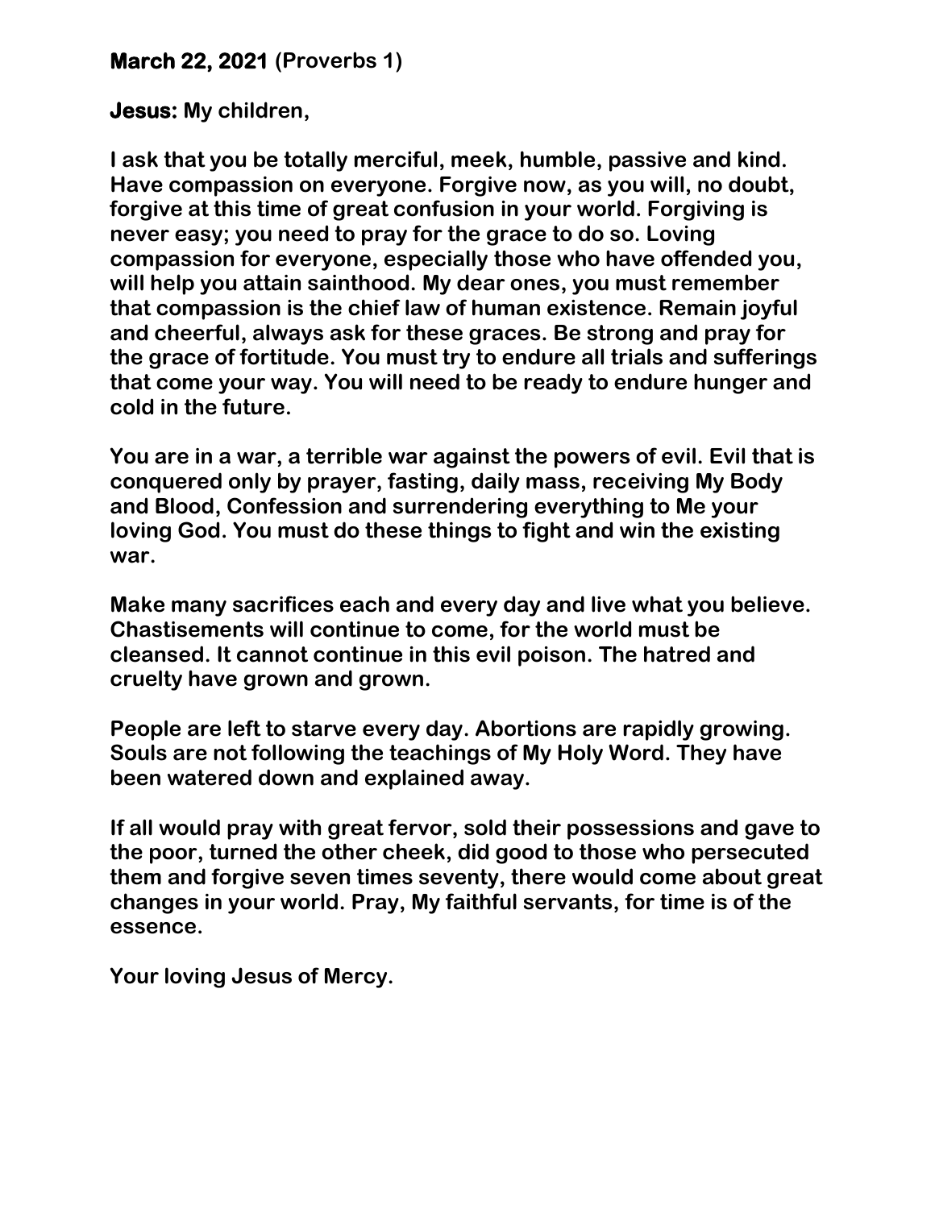**March 22, 2021** **(Proverbs 1)**

**Jesus:** **My children,**

**I ask that you be totally merciful, meek, humble, passive and kind. Have compassion on everyone. Forgive now, as you will, no doubt, forgive at this time of great confusion in your world. Forgiving is never easy; you need to pray for the grace to do so. Loving compassion for everyone, especially those who have offended you, will help you attain sainthood. My dear ones, you must remember that compassion is the chief law of human existence. Remain joyful and cheerful, always ask for these graces. Be strong and pray for the grace of fortitude. You must try to endure all trials and sufferings that come your way. You will need to be ready to endure hunger and cold in the future.**

**You are in a war, a terrible war against the powers of evil. Evil that is conquered only by prayer, fasting, daily mass, receiving My Body and Blood, Confession and surrendering everything to Me your loving God. You must do these things to fight and win the existing war.**

**Make many sacrifices each and every day and live what you believe. Chastisements will continue to come, for the world must be cleansed. It cannot continue in this evil poison. The hatred and cruelty have grown and grown.**

**People are left to starve every day. Abortions are rapidly growing. Souls are not following the teachings of My Holy Word. They have been watered down and explained away.**

**If all would pray with great fervor, sold their possessions and gave to the poor, turned the other cheek, did good to those who persecuted them and forgive seven times seventy, there would come about great changes in your world. Pray, My faithful servants, for time is of the essence.**

**Your loving Jesus of Mercy.**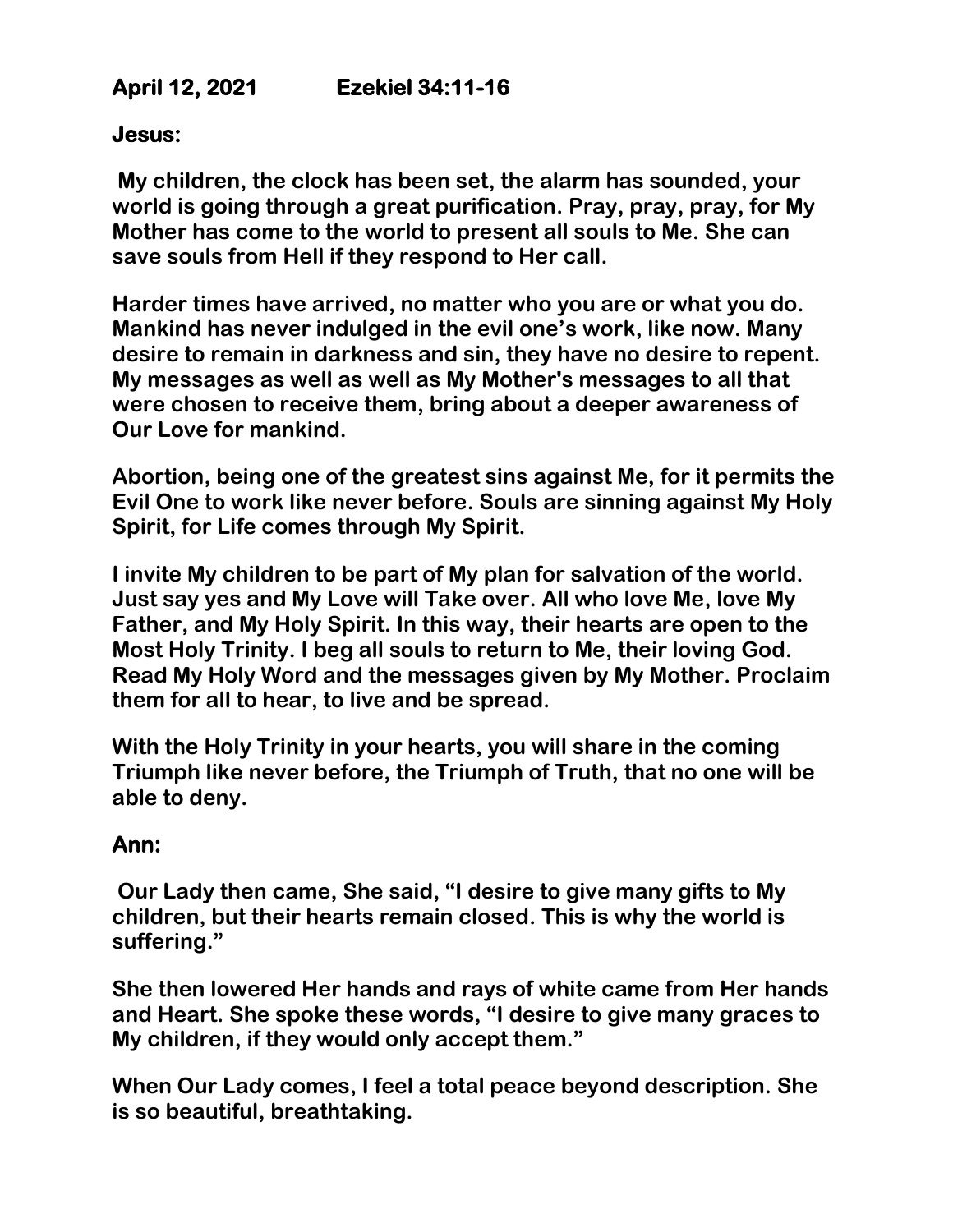**April 12, 2021 Ezekiel 34:11-16**

**Jesus:**

**My children, the clock has been set, the alarm has sounded, your world is going through a great purification. Pray, pray, pray, for My Mother has come to the world to present all souls to Me. She can save souls from Hell if they respond to Her call.**

**Harder times have arrived, no matter who you are or what you do. Mankind has never indulged in the evil one's work, like now. Many desire to remain in darkness and sin, they have no desire to repent. My messages as well as well as My Mother's messages to all that were chosen to receive them, bring about a deeper awareness of Our Love for mankind.**

**Abortion, being one of the greatest sins against Me, for it permits the Evil One to work like never before. Souls are sinning against My Holy Spirit, for Life comes through My Spirit.**

**I invite My children to be part of My plan for salvation of the world. Just say yes and My Love will Take over. All who love Me, love My Father, and My Holy Spirit. In this way, their hearts are open to the Most Holy Trinity. I beg all souls to return to Me, their loving God. Read My Holy Word and the messages given by My Mother. Proclaim them for all to hear, to live and be spread.**

**With the Holy Trinity in your hearts, you will share in the coming Triumph like never before, the Triumph of Truth, that no one will be able to deny.**

**Ann:**

**Our Lady then came, She said, "I desire to give many gifts to My children, but their hearts remain closed. This is why the world is suffering."**

**She then lowered Her hands and rays of white came from Her hands and Heart. She spoke these words, "I desire to give many graces to My children, if they would only accept them."**

**When Our Lady comes, I feel a total peace beyond description. She is so beautiful, breathtaking.**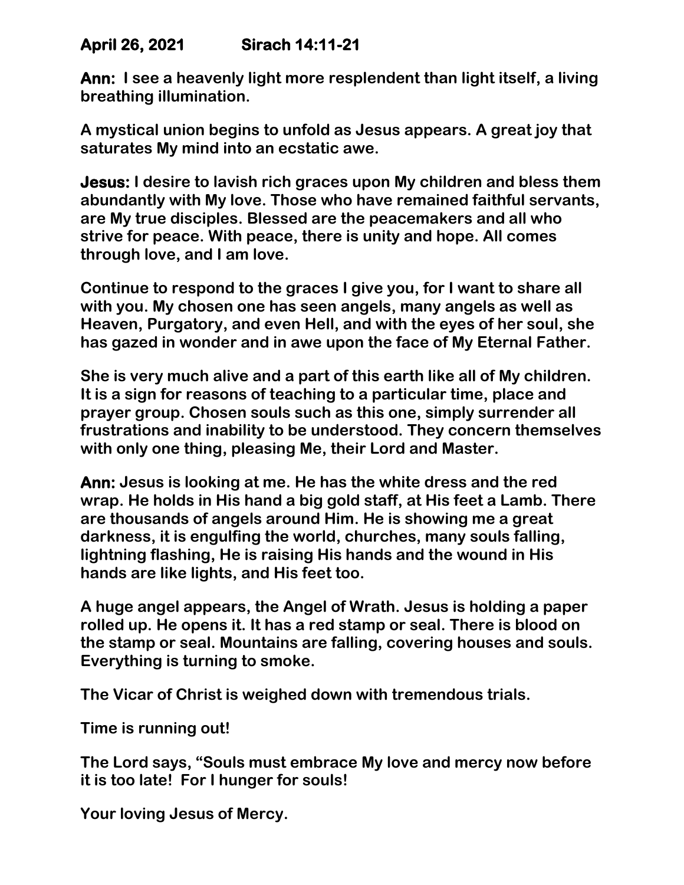**April 26, 2021 Sirach 14:11-21**

**Ann: I see a heavenly light more resplendent than light itself, a living breathing illumination.**

**A mystical union begins to unfold as Jesus appears. A great joy that saturates My mind into an ecstatic awe.**

**Jesus: I desire to lavish rich graces upon My children and bless them abundantly with My love. Those who have remained faithful servants, are My true disciples. Blessed are the peacemakers and all who strive for peace. With peace, there is unity and hope. All comes through love, and I am love.**

**Continue to respond to the graces I give you, for I want to share all with you. My chosen one has seen angels, many angels as well as Heaven, Purgatory, and even Hell, and with the eyes of her soul, she has gazed in wonder and in awe upon the face of My Eternal Father.**

**She is very much alive and a part of this earth like all of My children. It is a sign for reasons of teaching to a particular time, place and prayer group. Chosen souls such as this one, simply surrender all frustrations and inability to be understood. They concern themselves with only one thing, pleasing Me, their Lord and Master.**

**Ann: Jesus is looking at me. He has the white dress and the red wrap. He holds in His hand a big gold staff, at His feet a Lamb. There are thousands of angels around Him. He is showing me a great darkness, it is engulfing the world, churches, many souls falling, lightning flashing, He is raising His hands and the wound in His hands are like lights, and His feet too.**

**A huge angel appears, the Angel of Wrath. Jesus is holding a paper rolled up. He opens it. It has a red stamp or seal. There is blood on the stamp or seal. Mountains are falling, covering houses and souls. Everything is turning to smoke.**

**The Vicar of Christ is weighed down with tremendous trials.**

**Time is running out!**

**The Lord says, "Souls must embrace My love and mercy now before it is too late! For I hunger for souls!**

**Your loving Jesus of Mercy.**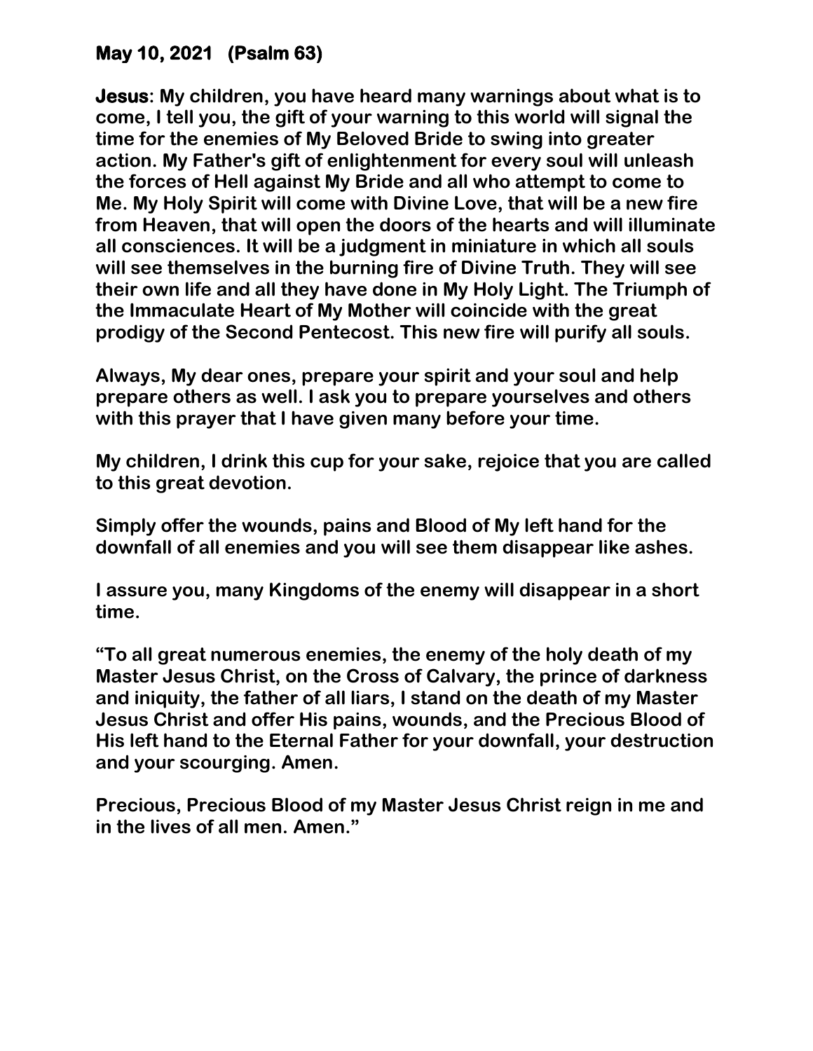**May 10, 2021 (Psalm 63)**

**Jesus: My children, you have heard many warnings about what is to come, I tell you, the gift of your warning to this world will signal the time for the enemies of My Beloved Bride to swing into greater action. My Father's gift of enlightenment for every soul will unleash the forces of Hell against My Bride and all who attempt to come to Me. My Holy Spirit will come with Divine Love, that will be a new fire from Heaven, that will open the doors of the hearts and will illuminate all consciences. It will be a judgment in miniature in which all souls will see themselves in the burning fire of Divine Truth. They will see their own life and all they have done in My Holy Light. The Triumph of the Immaculate Heart of My Mother will coincide with the great prodigy of the Second Pentecost. This new fire will purify all souls.**

**Always, My dear ones, prepare your spirit and your soul and help prepare others as well. I ask you to prepare yourselves and others with this prayer that I have given many before your time.**

**My children, I drink this cup for your sake, rejoice that you are called to this great devotion.**

**Simply offer the wounds, pains and Blood of My left hand for the downfall of all enemies and you will see them disappear like ashes.**

**I assure you, many Kingdoms of the enemy will disappear in a short time.**

**"To all great numerous enemies, the enemy of the holy death of my Master Jesus Christ, on the Cross of Calvary, the prince of darkness and iniquity, the father of all liars, I stand on the death of my Master Jesus Christ and offer His pains, wounds, and the Precious Blood of His left hand to the Eternal Father for your downfall, your destruction and your scourging. Amen.**

**Precious, Precious Blood of my Master Jesus Christ reign in me and in the lives of all men. Amen."**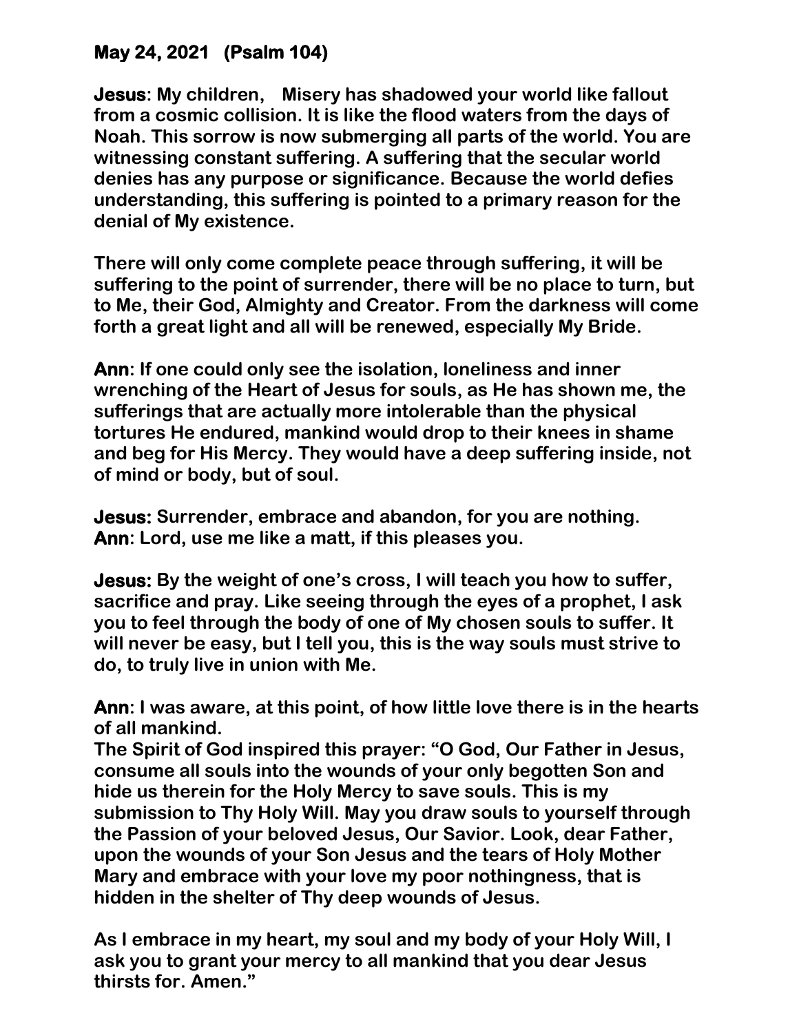**May 24, 2021 (Psalm 104)**

**Jesus: My children, Misery has shadowed your world like fallout from a cosmic collision. It is like the flood waters from the days of Noah. This sorrow is now submerging all parts of the world. You are witnessing constant suffering. A suffering that the secular world denies has any purpose or significance. Because the world defies understanding, this suffering is pointed to a primary reason for the denial of My existence.**

**There will only come complete peace through suffering, it will be suffering to the point of surrender, there will be no place to turn, but to Me, their God, Almighty and Creator. From the darkness will come forth a great light and all will be renewed, especially My Bride.**

**Ann: If one could only see the isolation, loneliness and inner wrenching of the Heart of Jesus for souls, as He has shown me, the sufferings that are actually more intolerable than the physical tortures He endured, mankind would drop to their knees in shame and beg for His Mercy. They would have a deep suffering inside, not of mind or body, but of soul.**

**Jesus: Surrender, embrace and abandon, for you are nothing.**
**Ann: Lord, use me like a matt, if this pleases you.**

**Jesus: By the weight of one's cross, I will teach you how to suffer, sacrifice and pray. Like seeing through the eyes of a prophet, I ask you to feel through the body of one of My chosen souls to suffer. It will never be easy, but I tell you, this is the way souls must strive to do, to truly live in union with Me.**

**Ann: I was aware, at this point, of how little love there is in the hearts of all mankind.**
**The Spirit of God inspired this prayer: "O God, Our Father in Jesus, consume all souls into the wounds of your only begotten Son and hide us therein for the Holy Mercy to save souls. This is my submission to Thy Holy Will. May you draw souls to yourself through the Passion of your beloved Jesus, Our Savior. Look, dear Father, upon the wounds of your Son Jesus and the tears of Holy Mother Mary and embrace with your love my poor nothingness, that is hidden in the shelter of Thy deep wounds of Jesus.**

**As I embrace in my heart, my soul and my body of your Holy Will, I ask you to grant your mercy to all mankind that you dear Jesus thirsts for. Amen."**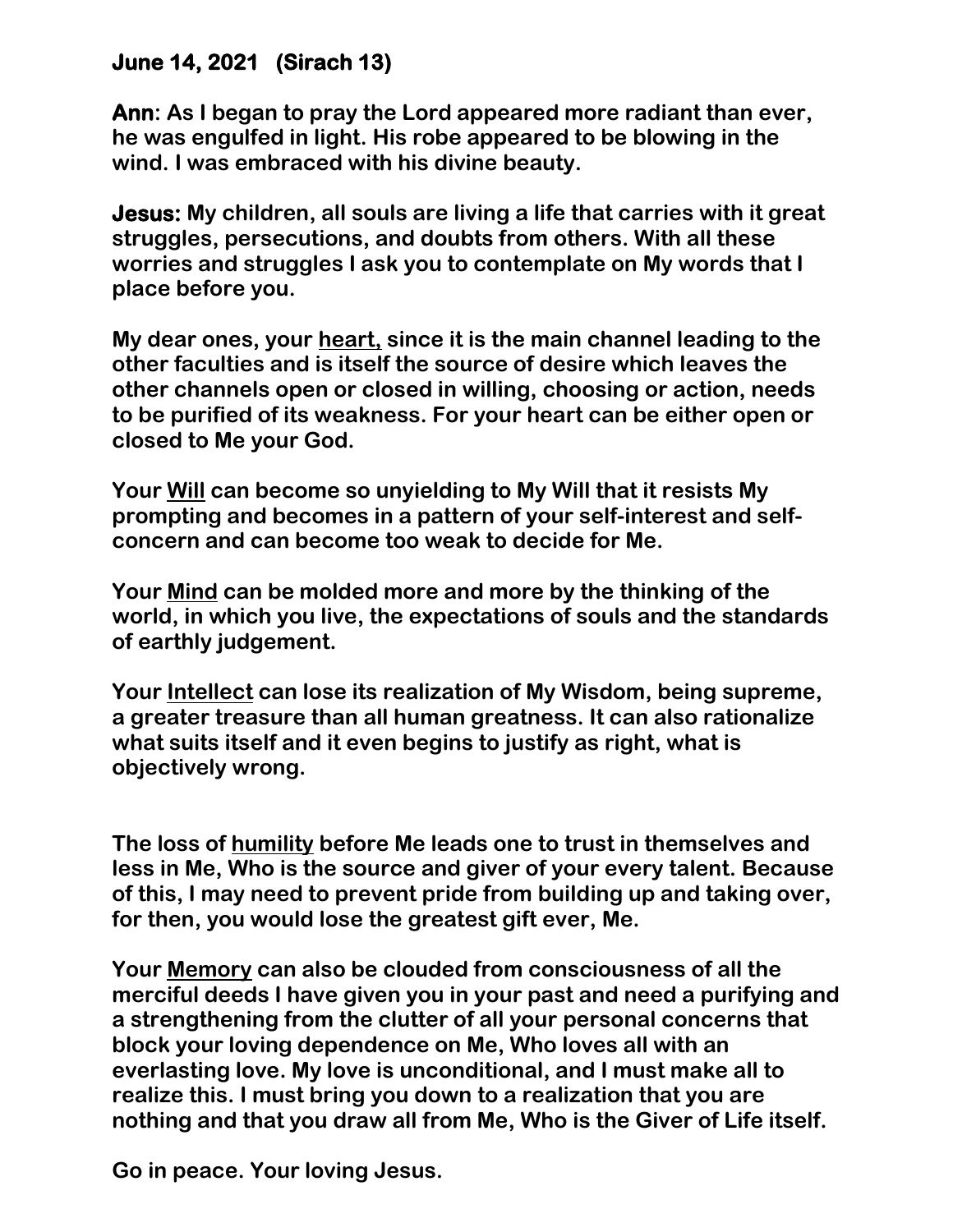**June 14, 2021 (Sirach 13)**

**Ann: As I began to pray the Lord appeared more radiant than ever, he was engulfed in light. His robe appeared to be blowing in the wind. I was embraced with his divine beauty.**

**Jesus: My children, all souls are living a life that carries with it great struggles, persecutions, and doubts from others. With all these worries and struggles I ask you to contemplate on My words that I place before you.**

**My dear ones, your <u>heart,</u> since it is the main channel leading to the other faculties and is itself the source of desire which leaves the other channels open or closed in willing, choosing or action, needs to be purified of its weakness. For your heart can be either open or closed to Me your God.**

**Your <u>Will</u> can become so unyielding to My Will that it resists My prompting and becomes in a pattern of your self-interest and self-concern and can become too weak to decide for Me.**

**Your <u>Mind</u> can be molded more and more by the thinking of the world, in which you live, the expectations of souls and the standards of earthly judgement.**

**Your <u>Intellect</u> can lose its realization of My Wisdom, being supreme, a greater treasure than all human greatness. It can also rationalize what suits itself and it even begins to justify as right, what is objectively wrong.**

**The loss of <u>humility</u> before Me leads one to trust in themselves and less in Me, Who is the source and giver of your every talent. Because of this, I may need to prevent pride from building up and taking over, for then, you would lose the greatest gift ever, Me.**

**Your <u>Memory</u> can also be clouded from consciousness of all the merciful deeds I have given you in your past and need a purifying and a strengthening from the clutter of all your personal concerns that block your loving dependence on Me, Who loves all with an everlasting love. My love is unconditional, and I must make all to realize this. I must bring you down to a realization that you are nothing and that you draw all from Me, Who is the Giver of Life itself.**

**Go in peace. Your loving Jesus.**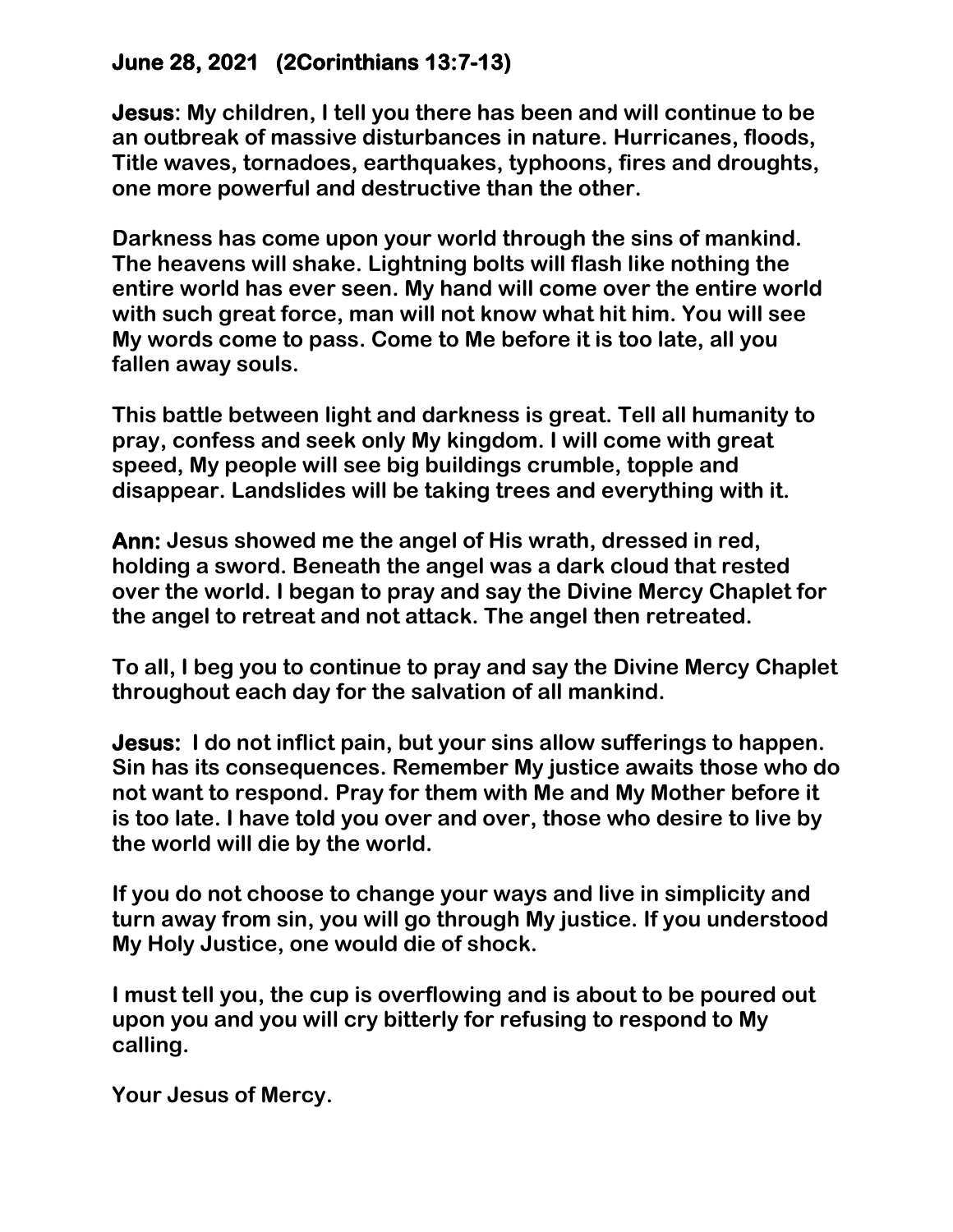**June 28, 2021 (2Corinthians 13:7-13)**

**Jesus: My children, I tell you there has been and will continue to be an outbreak of massive disturbances in nature. Hurricanes, floods, Title waves, tornadoes, earthquakes, typhoons, fires and droughts, one more powerful and destructive than the other.**

**Darkness has come upon your world through the sins of mankind. The heavens will shake. Lightning bolts will flash like nothing the entire world has ever seen. My hand will come over the entire world with such great force, man will not know what hit him. You will see My words come to pass. Come to Me before it is too late, all you fallen away souls.**

**This battle between light and darkness is great. Tell all humanity to pray, confess and seek only My kingdom. I will come with great speed, My people will see big buildings crumble, topple and disappear. Landslides will be taking trees and everything with it.**

**Ann: Jesus showed me the angel of His wrath, dressed in red, holding a sword. Beneath the angel was a dark cloud that rested over the world. I began to pray and say the Divine Mercy Chaplet for the angel to retreat and not attack. The angel then retreated.**

**To all, I beg you to continue to pray and say the Divine Mercy Chaplet throughout each day for the salvation of all mankind.**

**Jesus: I do not inflict pain, but your sins allow sufferings to happen. Sin has its consequences. Remember My justice awaits those who do not want to respond. Pray for them with Me and My Mother before it is too late. I have told you over and over, those who desire to live by the world will die by the world.**

**If you do not choose to change your ways and live in simplicity and turn away from sin, you will go through My justice. If you understood My Holy Justice, one would die of shock.**

**I must tell you, the cup is overflowing and is about to be poured out upon you and you will cry bitterly for refusing to respond to My calling.**

**Your Jesus of Mercy.**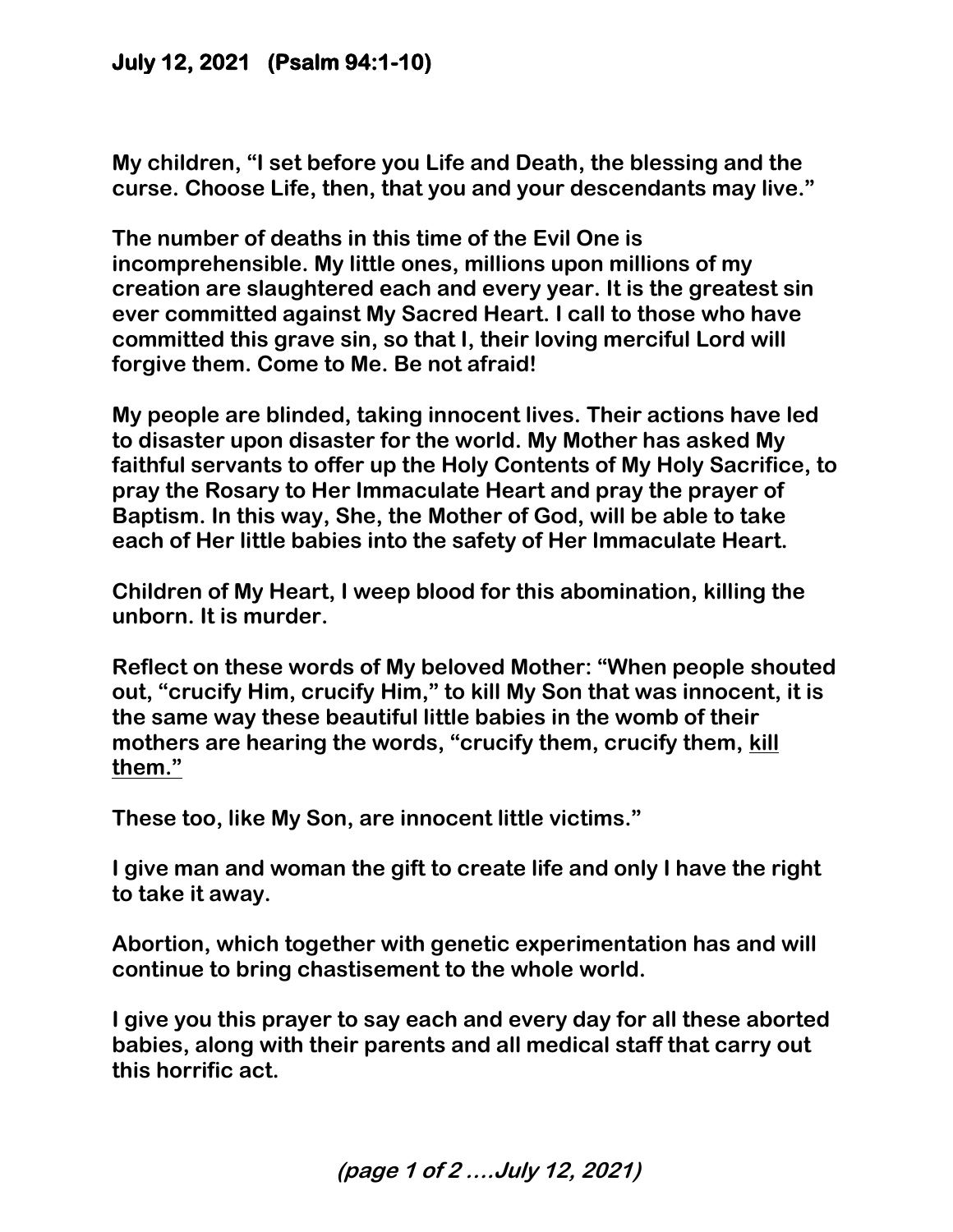**July 12, 2021 (Psalm 94:1-10)**

**My children, "I set before you Life and Death, the blessing and the curse. Choose Life, then, that you and your descendants may live."**

**The number of deaths in this time of the Evil One is incomprehensible. My little ones, millions upon millions of my creation are slaughtered each and every year. It is the greatest sin ever committed against My Sacred Heart. I call to those who have committed this grave sin, so that I, their loving merciful Lord will forgive them. Come to Me. Be not afraid!**

**My people are blinded, taking innocent lives. Their actions have led to disaster upon disaster for the world. My Mother has asked My faithful servants to offer up the Holy Contents of My Holy Sacrifice, to pray the Rosary to Her Immaculate Heart and pray the prayer of Baptism. In this way, She, the Mother of God, will be able to take each of Her little babies into the safety of Her Immaculate Heart.**

**Children of My Heart, I weep blood for this abomination, killing the unborn. It is murder.**

**Reflect on these words of My beloved Mother: "When people shouted out, "crucify Him, crucify Him," to kill My Son that was innocent, it is the same way these beautiful little babies in the womb of their mothers are hearing the words, "crucify them, crucify them, <u>kill them."</u>**

**These too, like My Son, are innocent little victims."**

**I give man and woman the gift to create life and only I have the right to take it away.**

**Abortion, which together with genetic experimentation has and will continue to bring chastisement to the whole world.**

**I give you this prayer to say each and every day for all these aborted babies, along with their parents and all medical staff that carry out this horrific act.**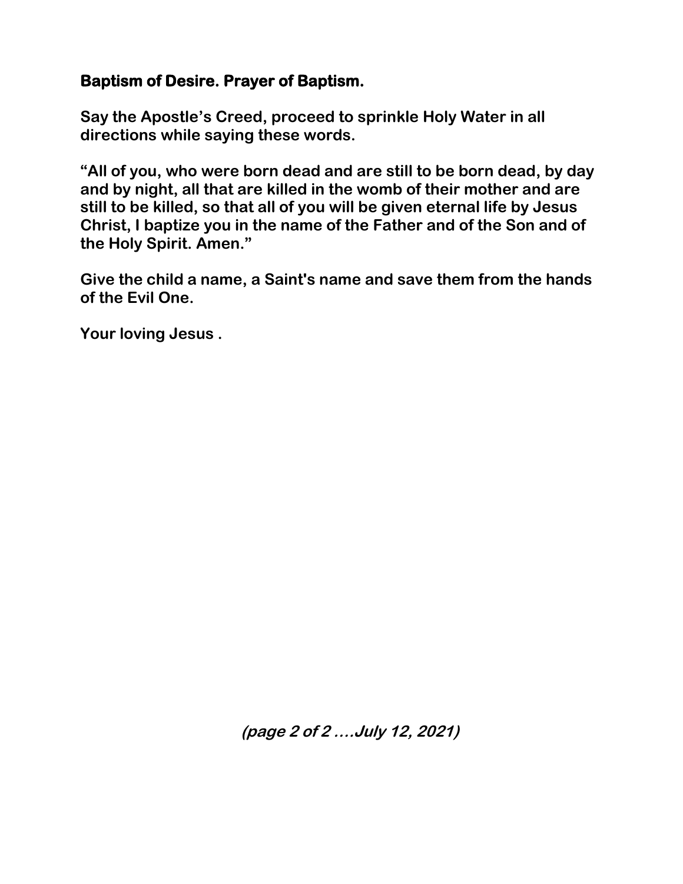**Baptism of Desire. Prayer of Baptism.**

**Say the Apostle's Creed, proceed to sprinkle Holy Water in all directions while saying these words.**

**"All of you, who were born dead and are still to be born dead, by day and by night, all that are killed in the womb of their mother and are still to be killed, so that all of you will be given eternal life by Jesus Christ, I baptize you in the name of the Father and of the Son and of the Holy Spirit. Amen."**

**Give the child a name, a Saint's name and save them from the hands of the Evil One.**

**Your loving Jesus .**

***(page 2 of 2 ….July 12, 2021)***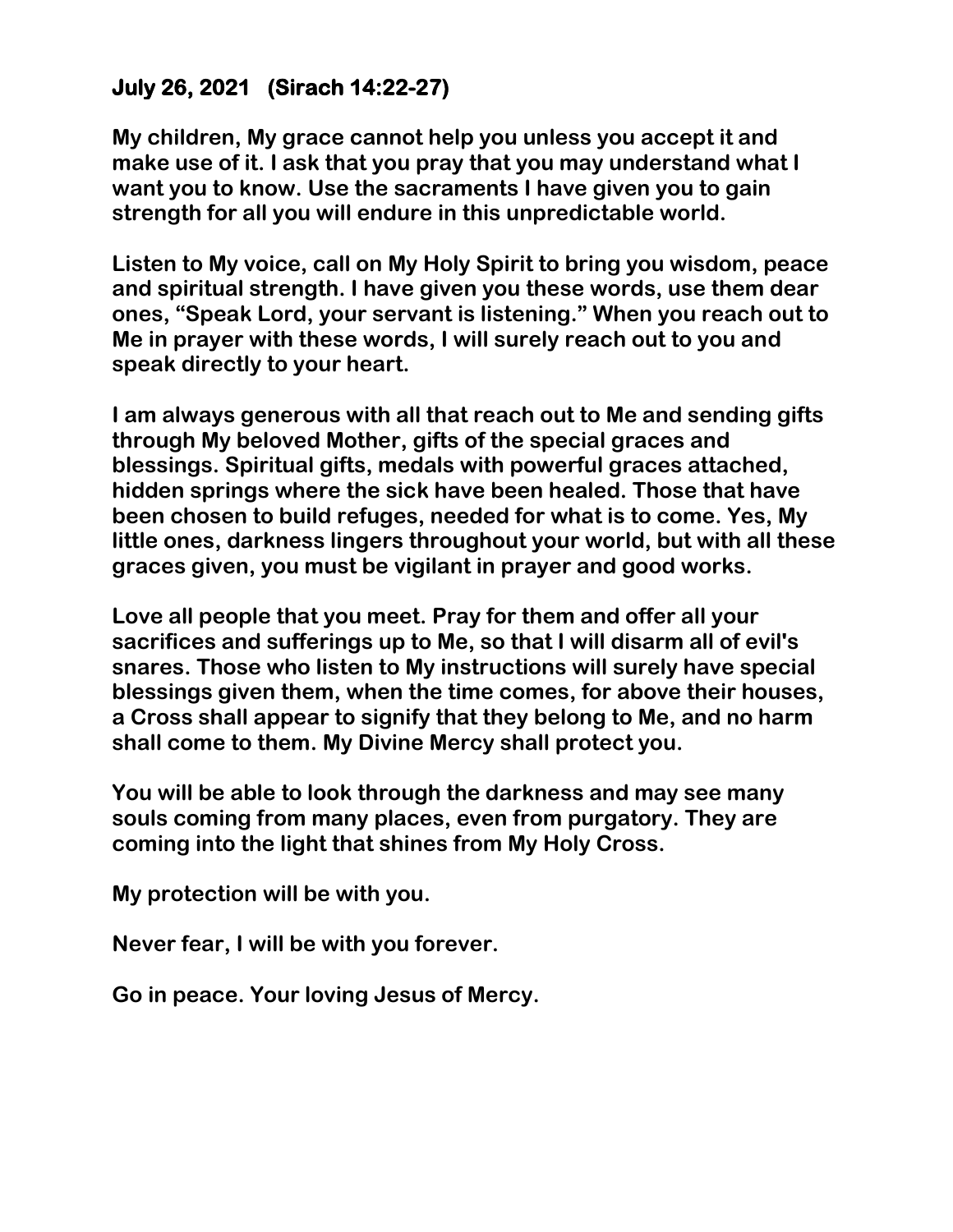**July 26, 2021   (Sirach 14:22-27)**

**My children, My grace cannot help you unless you accept it and make use of it. I ask that you pray that you may understand what I want you to know. Use the sacraments I have given you to gain strength for all you will endure in this unpredictable world.**

**Listen to My voice, call on My Holy Spirit to bring you wisdom, peace and spiritual strength. I have given you these words, use them dear ones, "Speak Lord, your servant is listening." When you reach out to Me in prayer with these words, I will surely reach out to you and speak directly to your heart.**

**I am always generous with all that reach out to Me and sending gifts through My beloved Mother, gifts of the special graces and blessings. Spiritual gifts, medals with powerful graces attached, hidden springs where the sick have been healed. Those that have been chosen to build refuges, needed for what is to come. Yes, My little ones, darkness lingers throughout your world, but with all these graces given, you must be vigilant in prayer and good works.**

**Love all people that you meet. Pray for them and offer all your sacrifices and sufferings up to Me, so that I will disarm all of evil's snares. Those who listen to My instructions will surely have special blessings given them, when the time comes, for above their houses, a Cross shall appear to signify that they belong to Me, and no harm shall come to them. My Divine Mercy shall protect you.**

**You will be able to look through the darkness and may see many souls coming from many places, even from purgatory. They are coming into the light that shines from My Holy Cross.**

**My protection will be with you.**

**Never fear, I will be with you forever.**

**Go in peace. Your loving Jesus of Mercy.**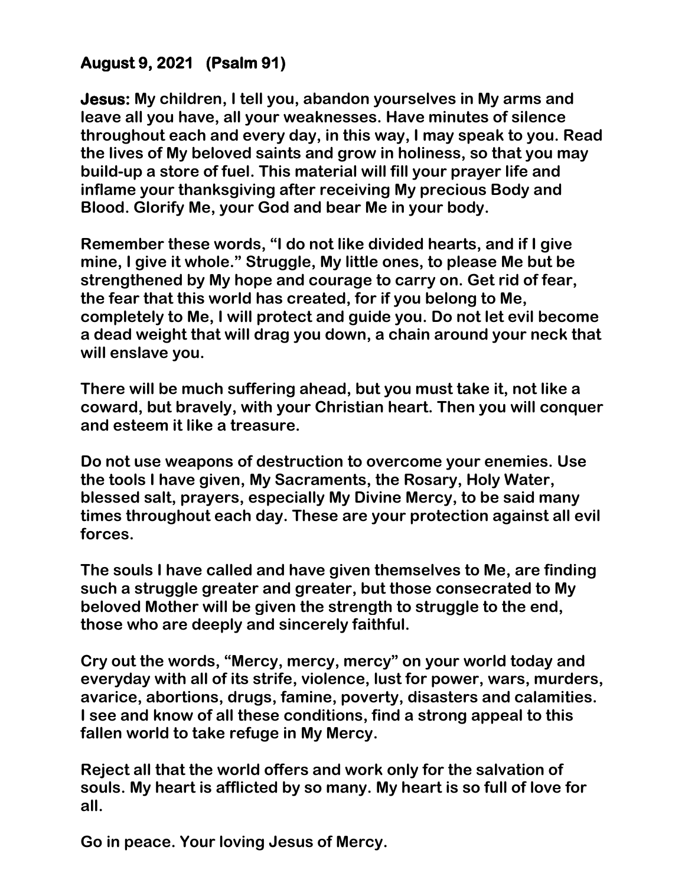**August 9, 2021 (Psalm 91)**

**Jesus: My children, I tell you, abandon yourselves in My arms and leave all you have, all your weaknesses. Have minutes of silence throughout each and every day, in this way, I may speak to you. Read the lives of My beloved saints and grow in holiness, so that you may build-up a store of fuel. This material will fill your prayer life and inflame your thanksgiving after receiving My precious Body and Blood. Glorify Me, your God and bear Me in your body.**

**Remember these words, "I do not like divided hearts, and if I give mine, I give it whole." Struggle, My little ones, to please Me but be strengthened by My hope and courage to carry on. Get rid of fear, the fear that this world has created, for if you belong to Me, completely to Me, I will protect and guide you. Do not let evil become a dead weight that will drag you down, a chain around your neck that will enslave you.**

**There will be much suffering ahead, but you must take it, not like a coward, but bravely, with your Christian heart. Then you will conquer and esteem it like a treasure.**

**Do not use weapons of destruction to overcome your enemies. Use the tools I have given, My Sacraments, the Rosary, Holy Water, blessed salt, prayers, especially My Divine Mercy, to be said many times throughout each day. These are your protection against all evil forces.**

**The souls I have called and have given themselves to Me, are finding such a struggle greater and greater, but those consecrated to My beloved Mother will be given the strength to struggle to the end, those who are deeply and sincerely faithful.**

**Cry out the words, "Mercy, mercy, mercy" on your world today and everyday with all of its strife, violence, lust for power, wars, murders, avarice, abortions, drugs, famine, poverty, disasters and calamities. I see and know of all these conditions, find a strong appeal to this fallen world to take refuge in My Mercy.**

**Reject all that the world offers and work only for the salvation of souls. My heart is afflicted by so many. My heart is so full of love for all.**

**Go in peace. Your loving Jesus of Mercy.**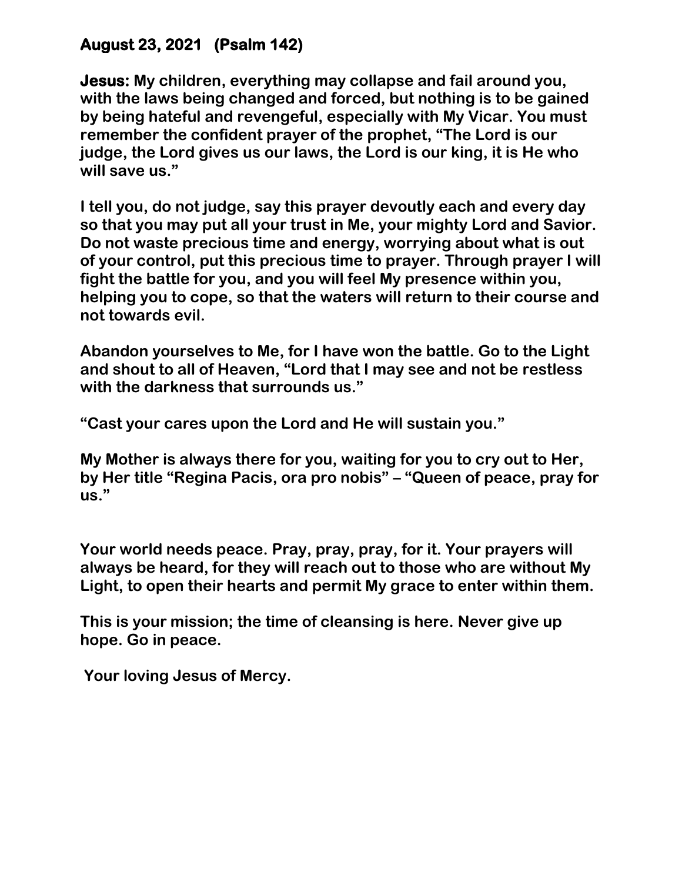**August 23, 2021   (Psalm 142)**

**Jesus: My children, everything may collapse and fail around you, with the laws being changed and forced, but nothing is to be gained by being hateful and revengeful, especially with My Vicar. You must remember the confident prayer of the prophet, "The Lord is our judge, the Lord gives us our laws, the Lord is our king, it is He who will save us."**

**I tell you, do not judge, say this prayer devoutly each and every day so that you may put all your trust in Me, your mighty Lord and Savior. Do not waste precious time and energy, worrying about what is out of your control, put this precious time to prayer. Through prayer I will fight the battle for you, and you will feel My presence within you, helping you to cope, so that the waters will return to their course and not towards evil.**

**Abandon yourselves to Me, for I have won the battle. Go to the Light and shout to all of Heaven, "Lord that I may see and not be restless with the darkness that surrounds us."**

**"Cast your cares upon the Lord and He will sustain you."**

**My Mother is always there for you, waiting for you to cry out to Her, by Her title "Regina Pacis, ora pro nobis" – "Queen of peace, pray for us."**

**Your world needs peace. Pray, pray, pray, for it. Your prayers will always be heard, for they will reach out to those who are without My Light, to open their hearts and permit My grace to enter within them.**

**This is your mission; the time of cleansing is here. Never give up hope. Go in peace.**

**Your loving Jesus of Mercy.**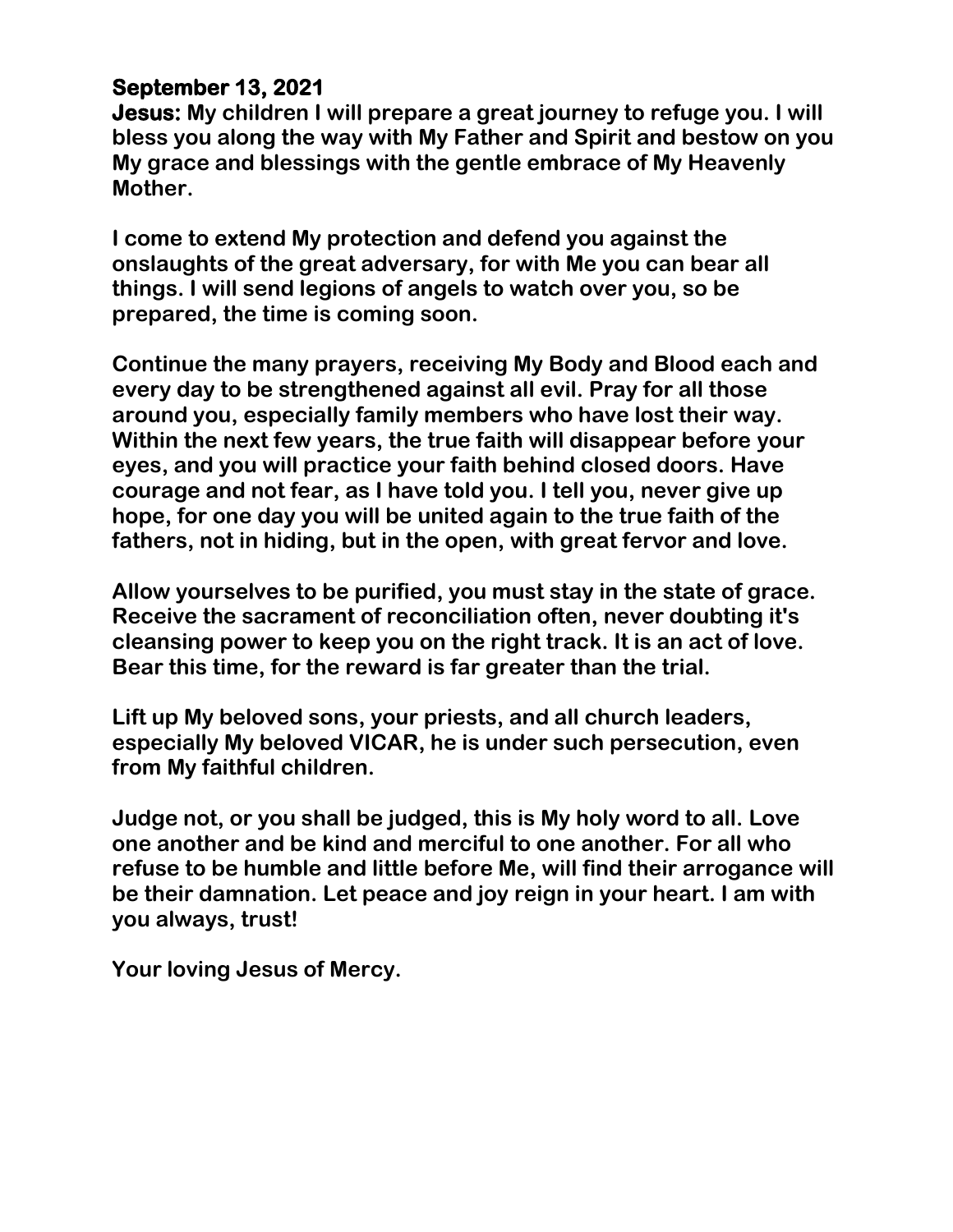**September 13, 2021**

**Jesus:** **My children I will prepare a great journey to refuge you. I will bless you along the way with My Father and Spirit and bestow on you My grace and blessings with the gentle embrace of My Heavenly Mother.**

**I come to extend My protection and defend you against the onslaughts of the great adversary, for with Me you can bear all things. I will send legions of angels to watch over you, so be prepared, the time is coming soon.**

**Continue the many prayers, receiving My Body and Blood each and every day to be strengthened against all evil. Pray for all those around you, especially family members who have lost their way. Within the next few years, the true faith will disappear before your eyes, and you will practice your faith behind closed doors. Have courage and not fear, as I have told you. I tell you, never give up hope, for one day you will be united again to the true faith of the fathers, not in hiding, but in the open, with great fervor and love.**

**Allow yourselves to be purified, you must stay in the state of grace. Receive the sacrament of reconciliation often, never doubting it's cleansing power to keep you on the right track. It is an act of love. Bear this time, for the reward is far greater than the trial.**

**Lift up My beloved sons, your priests, and all church leaders, especially My beloved VICAR, he is under such persecution, even from My faithful children.**

**Judge not, or you shall be judged, this is My holy word to all. Love one another and be kind and merciful to one another. For all who refuse to be humble and little before Me, will find their arrogance will be their damnation. Let peace and joy reign in your heart. I am with you always, trust!**

**Your loving Jesus of Mercy.**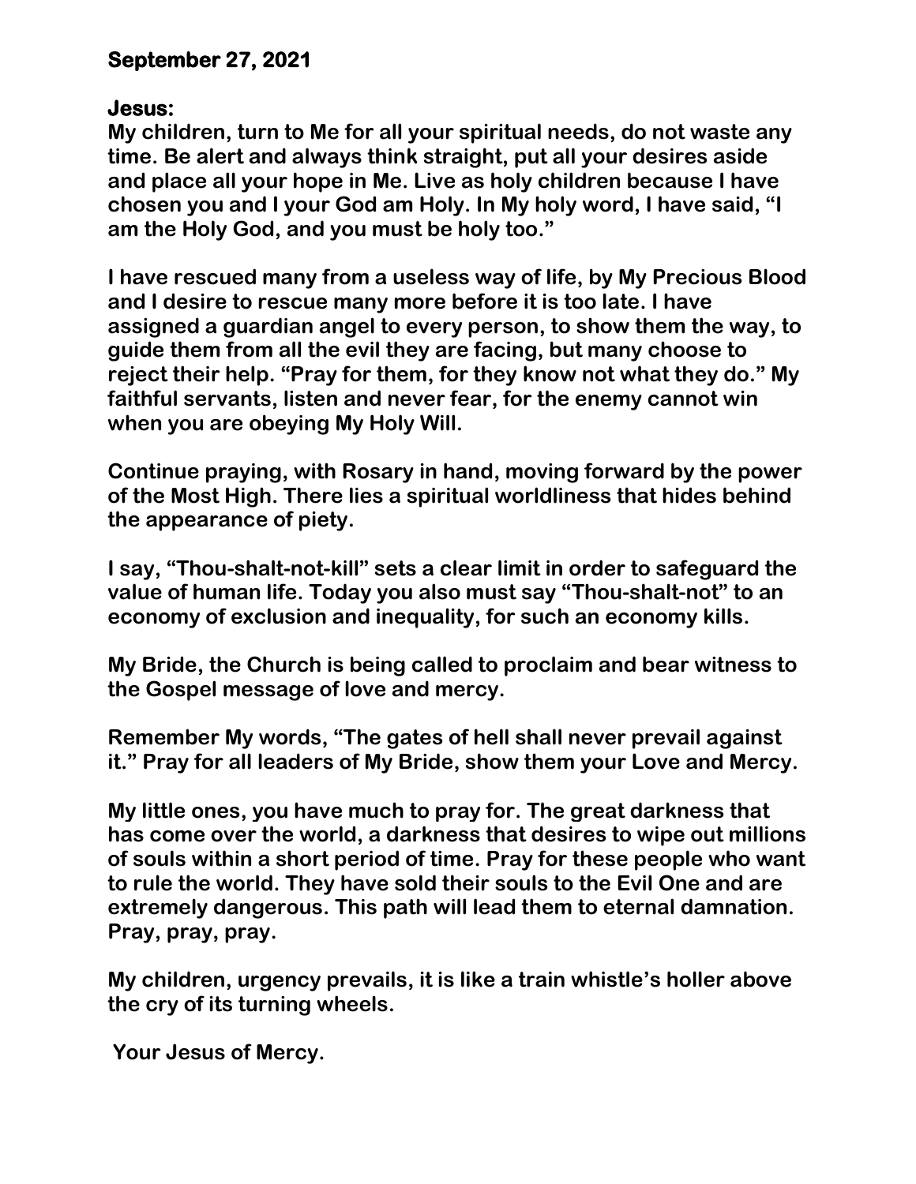**September 27, 2021**

**Jesus:**

**My children, turn to Me for all your spiritual needs, do not waste any time. Be alert and always think straight, put all your desires aside and place all your hope in Me. Live as holy children because I have chosen you and I your God am Holy. In My holy word, I have said, "I am the Holy God, and you must be holy too."**

**I have rescued many from a useless way of life, by My Precious Blood and I desire to rescue many more before it is too late. I have assigned a guardian angel to every person, to show them the way, to guide them from all the evil they are facing, but many choose to reject their help. "Pray for them, for they know not what they do." My faithful servants, listen and never fear, for the enemy cannot win when you are obeying My Holy Will.**

**Continue praying, with Rosary in hand, moving forward by the power of the Most High. There lies a spiritual worldliness that hides behind the appearance of piety.**

**I say, "Thou-shalt-not-kill" sets a clear limit in order to safeguard the value of human life. Today you also must say "Thou-shalt-not" to an economy of exclusion and inequality, for such an economy kills.**

**My Bride, the Church is being called to proclaim and bear witness to the Gospel message of love and mercy.**

**Remember My words, "The gates of hell shall never prevail against it." Pray for all leaders of My Bride, show them your Love and Mercy.**

**My little ones, you have much to pray for. The great darkness that has come over the world, a darkness that desires to wipe out millions of souls within a short period of time. Pray for these people who want to rule the world. They have sold their souls to the Evil One and are extremely dangerous. This path will lead them to eternal damnation. Pray, pray, pray.**

**My children, urgency prevails, it is like a train whistle's holler above the cry of its turning wheels.**

**Your Jesus of Mercy.**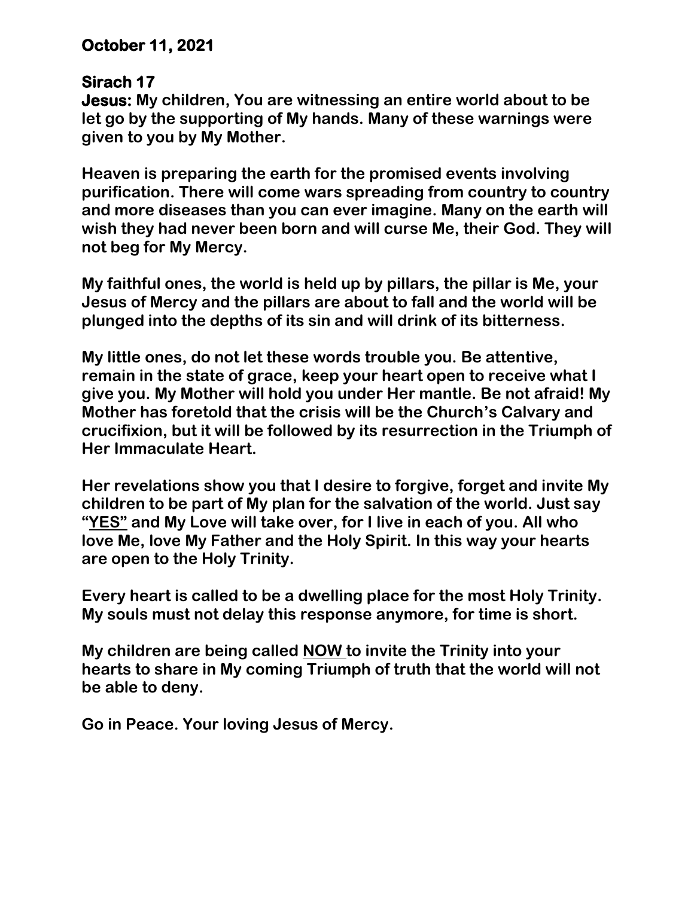**October 11, 2021**

**Sirach 17**
**Jesus: My children, You are witnessing an entire world about to be let go by the supporting of My hands. Many of these warnings were given to you by My Mother.**

**Heaven is preparing the earth for the promised events involving purification. There will come wars spreading from country to country and more diseases than you can ever imagine. Many on the earth will wish they had never been born and will curse Me, their God. They will not beg for My Mercy.**

**My faithful ones, the world is held up by pillars, the pillar is Me, your Jesus of Mercy and the pillars are about to fall and the world will be plunged into the depths of its sin and will drink of its bitterness.**

**My little ones, do not let these words trouble you. Be attentive, remain in the state of grace, keep your heart open to receive what I give you. My Mother will hold you under Her mantle. Be not afraid! My Mother has foretold that the crisis will be the Church's Calvary and crucifixion, but it will be followed by its resurrection in the Triumph of Her Immaculate Heart.**

**Her revelations show you that I desire to forgive, forget and invite My children to be part of My plan for the salvation of the world. Just say "YES" and My Love will take over, for I live in each of you. All who love Me, love My Father and the Holy Spirit. In this way your hearts are open to the Holy Trinity.**

**Every heart is called to be a dwelling place for the most Holy Trinity. My souls must not delay this response anymore, for time is short.**

**My children are being called NOW to invite the Trinity into your hearts to share in My coming Triumph of truth that the world will not be able to deny.**

**Go in Peace. Your loving Jesus of Mercy.**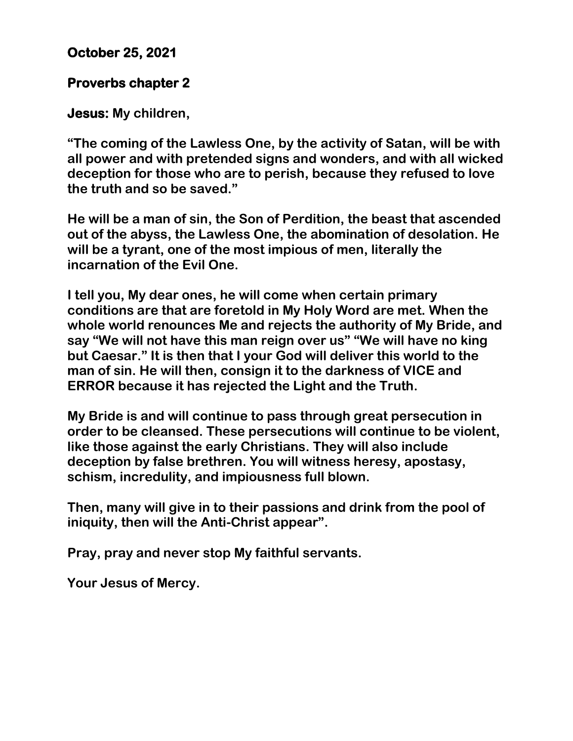**October 25, 2021**

**Proverbs chapter 2**

**Jesus: My children,**

**“The coming of the Lawless One, by the activity of Satan, will be with all power and with pretended signs and wonders, and with all wicked deception for those who are to perish, because they refused to love the truth and so be saved.”**

**He will be a man of sin, the Son of Perdition, the beast that ascended out of the abyss, the Lawless One, the abomination of desolation. He will be a tyrant, one of the most impious of men, literally the incarnation of the Evil One.**

**I tell you, My dear ones, he will come when certain primary conditions are that are foretold in My Holy Word are met. When the whole world renounces Me and rejects the authority of My Bride, and say “We will not have this man reign over us” “We will have no king but Caesar.” It is then that I your God will deliver this world to the man of sin. He will then, consign it to the darkness of VICE and ERROR because it has rejected the Light and the Truth.**

**My Bride is and will continue to pass through great persecution in order to be cleansed. These persecutions will continue to be violent, like those against the early Christians. They will also include deception by false brethren. You will witness heresy, apostasy, schism, incredulity, and impiousness full blown.**

**Then, many will give in to their passions and drink from the pool of iniquity, then will the Anti-Christ appear”.**

**Pray, pray and never stop My faithful servants.**

**Your Jesus of Mercy.**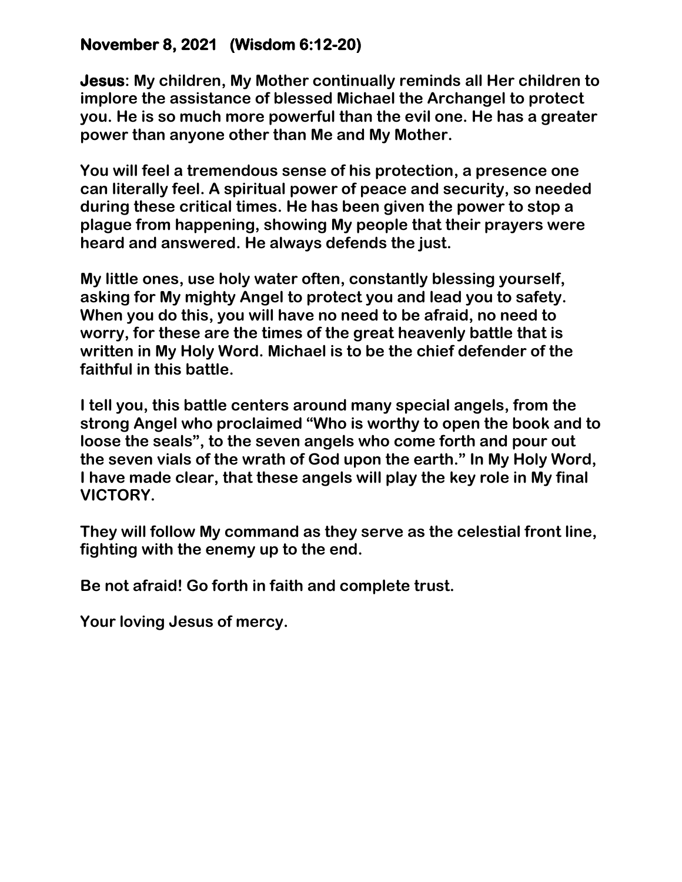**November 8, 2021 (Wisdom 6:12-20)**

**Jesus: My children, My Mother continually reminds all Her children to implore the assistance of blessed Michael the Archangel to protect you. He is so much more powerful than the evil one. He has a greater power than anyone other than Me and My Mother.**

**You will feel a tremendous sense of his protection, a presence one can literally feel. A spiritual power of peace and security, so needed during these critical times. He has been given the power to stop a plague from happening, showing My people that their prayers were heard and answered. He always defends the just.**

**My little ones, use holy water often, constantly blessing yourself, asking for My mighty Angel to protect you and lead you to safety. When you do this, you will have no need to be afraid, no need to worry, for these are the times of the great heavenly battle that is written in My Holy Word. Michael is to be the chief defender of the faithful in this battle.**

**I tell you, this battle centers around many special angels, from the strong Angel who proclaimed "Who is worthy to open the book and to loose the seals", to the seven angels who come forth and pour out the seven vials of the wrath of God upon the earth." In My Holy Word, I have made clear, that these angels will play the key role in My final VICTORY.**

**They will follow My command as they serve as the celestial front line, fighting with the enemy up to the end.**

**Be not afraid! Go forth in faith and complete trust.**

**Your loving Jesus of mercy.**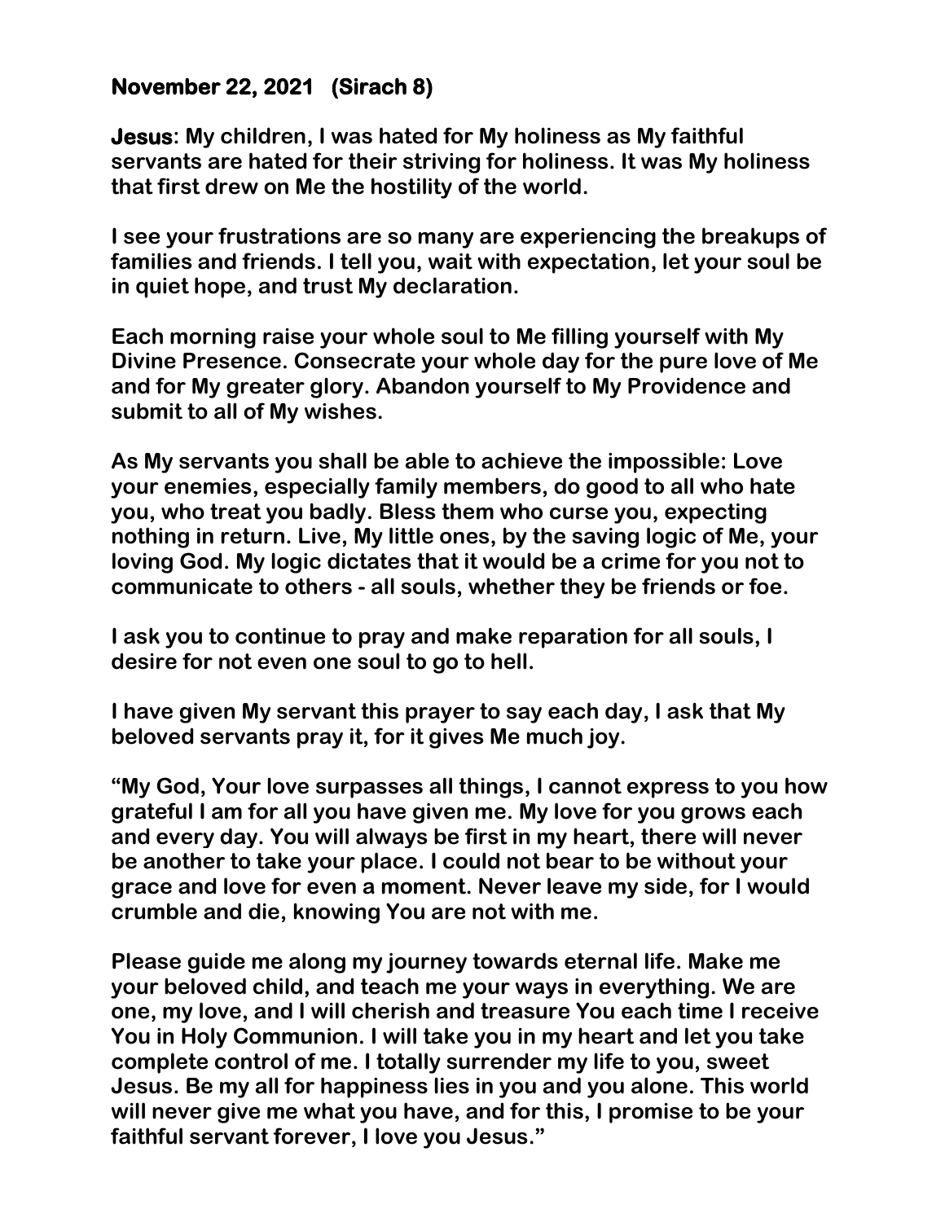**November 22, 2021 (Sirach 8)**

**Jesus: My children, I was hated for My holiness as My faithful servants are hated for their striving for holiness. It was My holiness that first drew on Me the hostility of the world.**

**I see your frustrations are so many are experiencing the breakups of families and friends. I tell you, wait with expectation, let your soul be in quiet hope, and trust My declaration.**

**Each morning raise your whole soul to Me filling yourself with My Divine Presence. Consecrate your whole day for the pure love of Me and for My greater glory. Abandon yourself to My Providence and submit to all of My wishes.**

**As My servants you shall be able to achieve the impossible: Love your enemies, especially family members, do good to all who hate you, who treat you badly. Bless them who curse you, expecting nothing in return. Live, My little ones, by the saving logic of Me, your loving God. My logic dictates that it would be a crime for you not to communicate to others - all souls, whether they be friends or foe.**

**I ask you to continue to pray and make reparation for all souls, I desire for not even one soul to go to hell.**

**I have given My servant this prayer to say each day, I ask that My beloved servants pray it, for it gives Me much joy.**

**"My God, Your love surpasses all things, I cannot express to you how grateful I am for all you have given me. My love for you grows each and every day. You will always be first in my heart, there will never be another to take your place. I could not bear to be without your grace and love for even a moment. Never leave my side, for I would crumble and die, knowing You are not with me.**

**Please guide me along my journey towards eternal life. Make me your beloved child, and teach me your ways in everything. We are one, my love, and I will cherish and treasure You each time I receive You in Holy Communion. I will take you in my heart and let you take complete control of me. I totally surrender my life to you, sweet Jesus. Be my all for happiness lies in you and you alone. This world will never give me what you have, and for this, I promise to be your faithful servant forever, I love you Jesus."**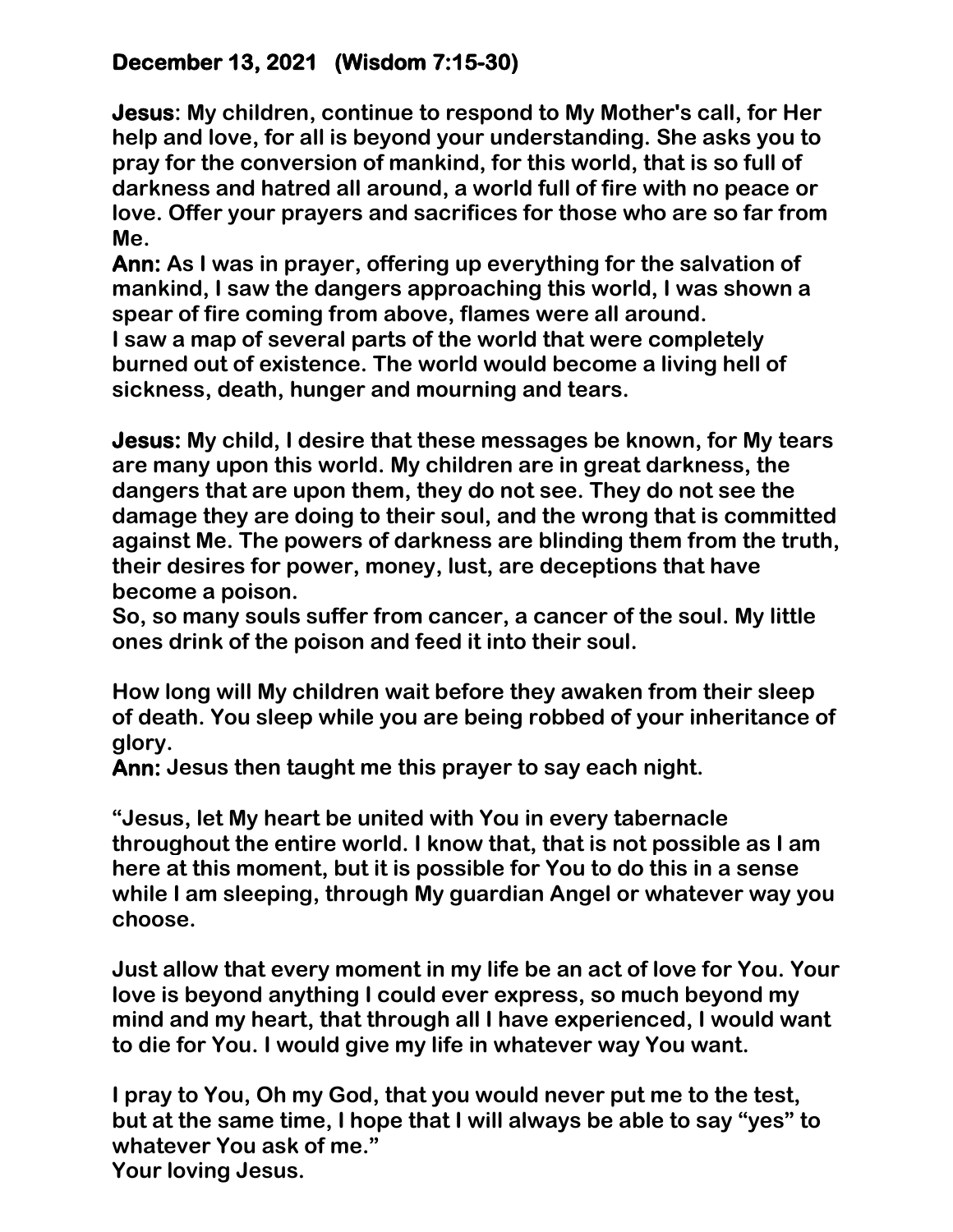**December 13, 2021 (Wisdom 7:15-30)**

**Jesus: My children, continue to respond to My Mother's call, for Her help and love, for all is beyond your understanding. She asks you to pray for the conversion of mankind, for this world, that is so full of darkness and hatred all around, a world full of fire with no peace or love. Offer your prayers and sacrifices for those who are so far from Me.**

**Ann: As I was in prayer, offering up everything for the salvation of mankind, I saw the dangers approaching this world, I was shown a spear of fire coming from above, flames were all around.**

**I saw a map of several parts of the world that were completely burned out of existence. The world would become a living hell of sickness, death, hunger and mourning and tears.**

**Jesus: My child, I desire that these messages be known, for My tears are many upon this world. My children are in great darkness, the dangers that are upon them, they do not see. They do not see the damage they are doing to their soul, and the wrong that is committed against Me. The powers of darkness are blinding them from the truth, their desires for power, money, lust, are deceptions that have become a poison.**

**So, so many souls suffer from cancer, a cancer of the soul. My little ones drink of the poison and feed it into their soul.**

**How long will My children wait before they awaken from their sleep of death. You sleep while you are being robbed of your inheritance of glory.**

**Ann: Jesus then taught me this prayer to say each night.**

**"Jesus, let My heart be united with You in every tabernacle throughout the entire world. I know that, that is not possible as I am here at this moment, but it is possible for You to do this in a sense while I am sleeping, through My guardian Angel or whatever way you choose.**

**Just allow that every moment in my life be an act of love for You. Your love is beyond anything I could ever express, so much beyond my mind and my heart, that through all I have experienced, I would want to die for You. I would give my life in whatever way You want.**

**I pray to You, Oh my God, that you would never put me to the test, but at the same time, I hope that I will always be able to say "yes" to whatever You ask of me."**

**Your loving Jesus.**